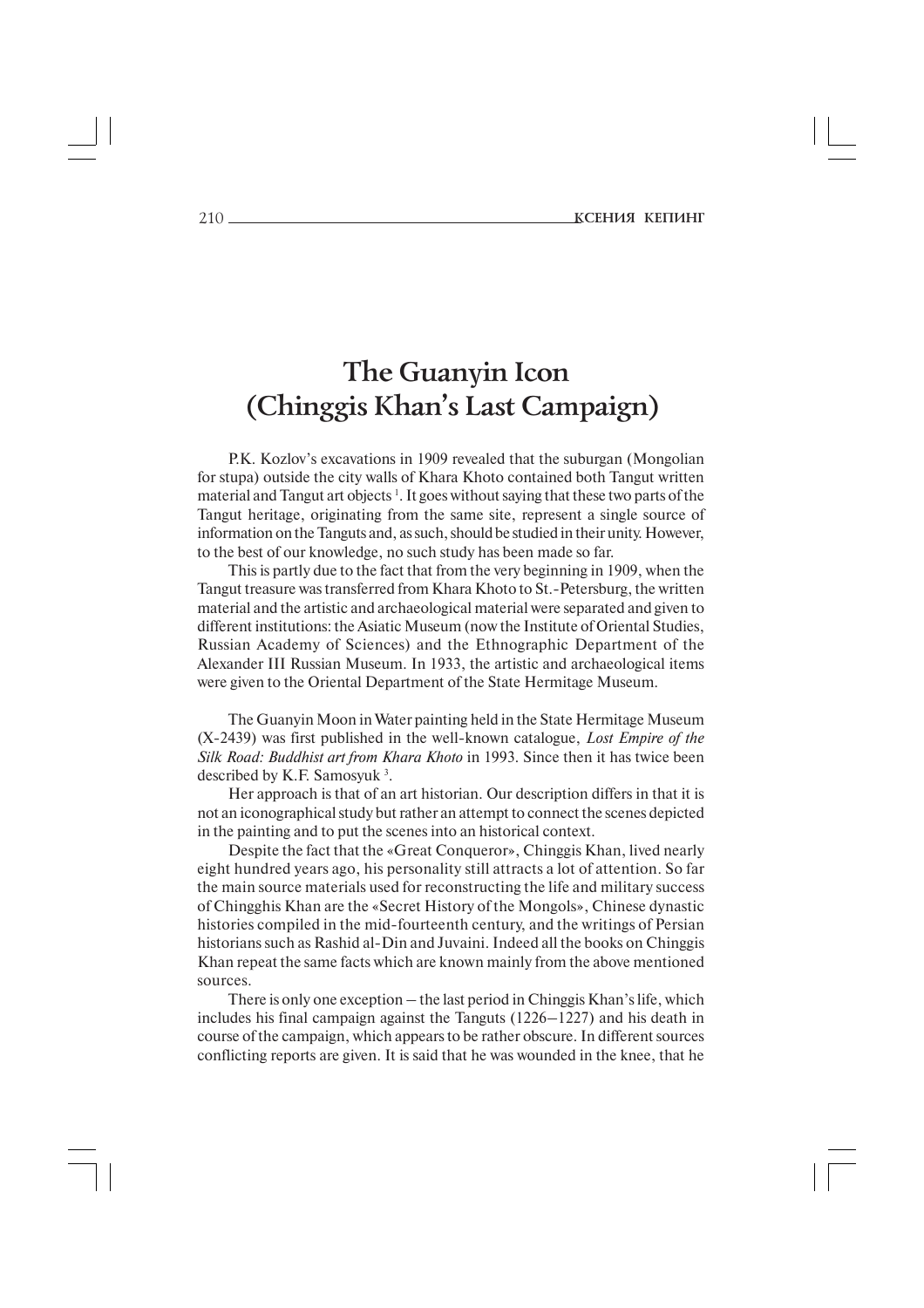# The Guanyin Icon (Chinggis Khan's Last Campaign)

P.K. Kozlov's excavations in 1909 revealed that the suburgan (Mongolian for stupa) outside the city walls of Khara Khoto contained both Tangut written material and Tangut art objects [1]. It goes without saying that these two parts of the Tangut heritage, originating from the same site, represent a single source of information on the Tanguts and, as such, should be studied in their unity. However, to the best of our knowledge, no such study has been made so far.

This is partly due to the fact that from the very beginning in 1909, when the Tangut treasure was transferred from Khara Khoto to St.-Petersburg, the written material and the artistic and archaeological material were separated and given to different institutions: the Asiatic Museum (now the Institute of Oriental Studies, Russian Academy of Sciences) and the Ethnographic Department of the Alexander III Russian Museum. In 1933, the artistic and archaeological items were given to the Oriental Department of the State Hermitage Museum.

The Guanyin Moon in Water painting held in the State Hermitage Museum (X-2439) was first published in the well-known catalogue, *Lost Empire of the Silk Road: Buddhist art from Khara Khoto* in 1993. Since then it has twice been described by K.F. Samosyuk [3].

Her approach is that of an art historian. Our description differs in that it is not an iconographical study but rather an attempt to connect the scenes depicted in the painting and to put the scenes into an historical context.

Despite the fact that the «Great Conqueror», Chinggis Khan, lived nearly eight hundred years ago, his personality still attracts a lot of attention. So far the main source materials used for reconstructing the life and military success of Chingghis Khan are the «Secret History of the Mongols», Chinese dynastic histories compiled in the mid-fourteenth century, and the writings of Persian historians such as Rashid al-Din and Juvaini. Indeed all the books on Chinggis Khan repeat the same facts which are known mainly from the above mentioned sources.

There is only one exception – the last period in Chinggis Khan's life, which includes his final campaign against the Tanguts (1226–1227) and his death in course of the campaign, which appears to be rather obscure. In different sources conflicting reports are given. It is said that he was wounded in the knee, that he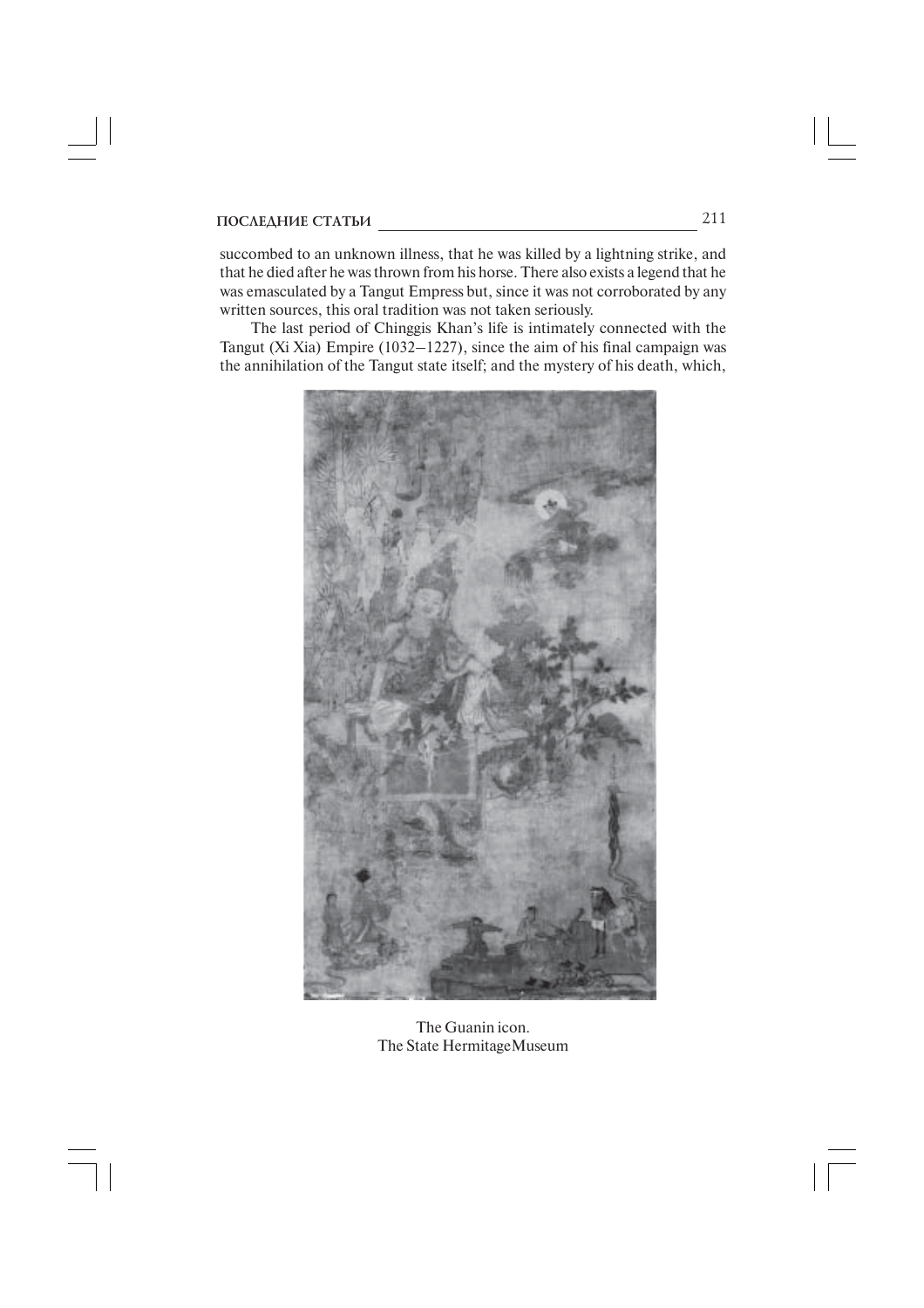succumbed to an unknown illness, that he was killed by a lightning strike, and that he died after he was thrown from his horse. There also exists a legend that he was emasculated by a Tangut Empress but, since it was not corroborated by any written sources, this oral tradition was not taken seriously.

The last period of Chinggis Khan's life is intimately connected with the Tangut (Xi Xia) Empire (1032–1227), since the aim of his final campaign was the annihilation of the Tangut state itself; and the mystery of his death, which,

The Guanin icon.
The State HermitageMuseum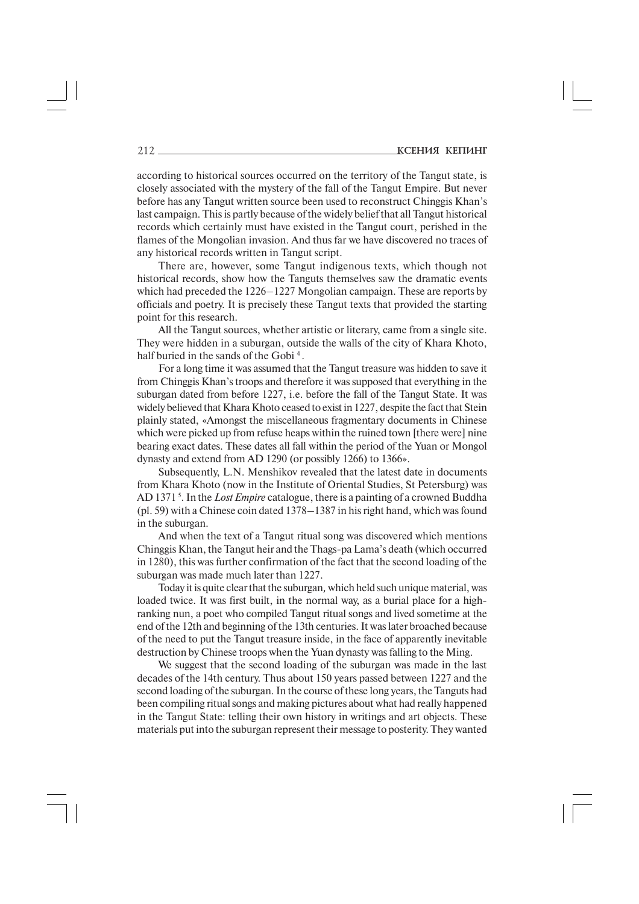according to historical sources occurred on the territory of the Tangut state, is closely associated with the mystery of the fall of the Tangut Empire. But never before has any Tangut written source been used to reconstruct Chinggis Khan's last campaign. This is partly because of the widely belief that all Tangut historical records which certainly must have existed in the Tangut court, perished in the flames of the Mongolian invasion. And thus far we have discovered no traces of any historical records written in Tangut script.

There are, however, some Tangut indigenous texts, which though not historical records, show how the Tanguts themselves saw the dramatic events which had preceded the 1226–1227 Mongolian campaign. These are reports by officials and poetry. It is precisely these Tangut texts that provided the starting point for this research.

All the Tangut sources, whether artistic or literary, came from a single site. They were hidden in a suburgan, outside the walls of the city of Khara Khoto, half buried in the sands of the Gobi [4].

For a long time it was assumed that the Tangut treasure was hidden to save it from Chinggis Khan's troops and therefore it was supposed that everything in the suburgan dated from before 1227, i.e. before the fall of the Tangut State. It was widely believed that Khara Khoto ceased to exist in 1227, despite the fact that Stein plainly stated, «Amongst the miscellaneous fragmentary documents in Chinese which were picked up from refuse heaps within the ruined town [there were] nine bearing exact dates. These dates all fall within the period of the Yuan or Mongol dynasty and extend from AD 1290 (or possibly 1266) to 1366».

Subsequently, L.N. Menshikov revealed that the latest date in documents from Khara Khoto (now in the Institute of Oriental Studies, St Petersburg) was AD 1371 [5]. In the *Lost Empire* catalogue, there is a painting of a crowned Buddha (pl. 59) with a Chinese coin dated 1378–1387 in his right hand, which was found in the suburgan.

And when the text of a Tangut ritual song was discovered which mentions Chinggis Khan, the Tangut heir and the Thags-pa Lama's death (which occurred in 1280), this was further confirmation of the fact that the second loading of the suburgan was made much later than 1227.

Today it is quite clear that the suburgan, which held such unique material, was loaded twice. It was first built, in the normal way, as a burial place for a high-ranking nun, a poet who compiled Tangut ritual songs and lived sometime at the end of the 12th and beginning of the 13th centuries. It was later broached because of the need to put the Tangut treasure inside, in the face of apparently inevitable destruction by Chinese troops when the Yuan dynasty was falling to the Ming.

We suggest that the second loading of the suburgan was made in the last decades of the 14th century. Thus about 150 years passed between 1227 and the second loading of the suburgan. In the course of these long years, the Tanguts had been compiling ritual songs and making pictures about what had really happened in the Tangut State: telling their own history in writings and art objects. These materials put into the suburgan represent their message to posterity. They wanted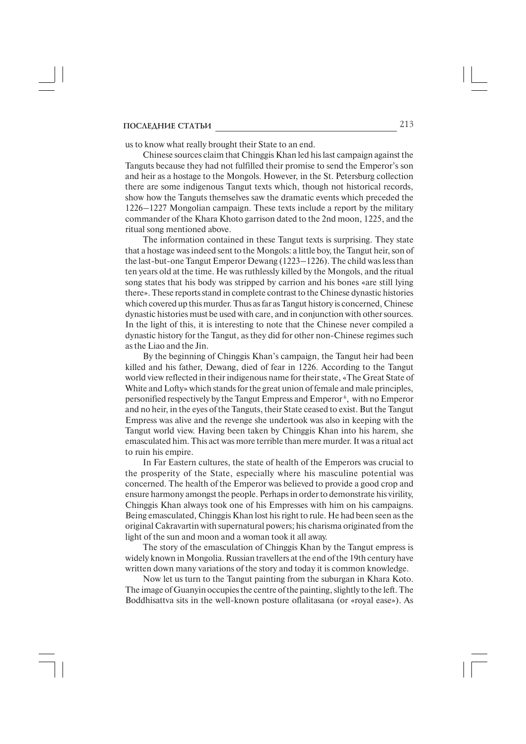us to know what really brought their State to an end.

Chinese sources claim that Chinggis Khan led his last campaign against the Tanguts because they had not fulfilled their promise to send the Emperor's son and heir as a hostage to the Mongols. However, in the St. Petersburg collection there are some indigenous Tangut texts which, though not historical records, show how the Tanguts themselves saw the dramatic events which preceded the 1226–1227 Mongolian campaign. These texts include a report by the military commander of the Khara Khoto garrison dated to the 2nd moon, 1225, and the ritual song mentioned above.

The information contained in these Tangut texts is surprising. They state that a hostage was indeed sent to the Mongols: a little boy, the Tangut heir, son of the last-but-one Tangut Emperor Dewang (1223–1226). The child was less than ten years old at the time. He was ruthlessly killed by the Mongols, and the ritual song states that his body was stripped by carrion and his bones «are still lying there». These reports stand in complete contrast to the Chinese dynastic histories which covered up this murder. Thus as far as Tangut history is concerned, Chinese dynastic histories must be used with care, and in conjunction with other sources. In the light of this, it is interesting to note that the Chinese never compiled a dynastic history for the Tangut, as they did for other non-Chinese regimes such as the Liao and the Jin.

By the beginning of Chinggis Khan's campaign, the Tangut heir had been killed and his father, Dewang, died of fear in 1226. According to the Tangut world view reflected in their indigenous name for their state, «The Great State of White and Lofty» which stands for the great union of female and male principles, personified respectively by the Tangut Empress and Emperor [6], with no Emperor and no heir, in the eyes of the Tanguts, their State ceased to exist. But the Tangut Empress was alive and the revenge she undertook was also in keeping with the Tangut world view. Having been taken by Chinggis Khan into his harem, she emasculated him. This act was more terrible than mere murder. It was a ritual act to ruin his empire.

In Far Eastern cultures, the state of health of the Emperors was crucial to the prosperity of the State, especially where his masculine potential was concerned. The health of the Emperor was believed to provide a good crop and ensure harmony amongst the people. Perhaps in order to demonstrate his virility, Chinggis Khan always took one of his Empresses with him on his campaigns. Being emasculated, Chinggis Khan lost his right to rule. He had been seen as the original Cakravartin with supernatural powers; his charisma originated from the light of the sun and moon and a woman took it all away.

The story of the emasculation of Chinggis Khan by the Tangut empress is widely known in Mongolia. Russian travellers at the end of the 19th century have written down many variations of the story and today it is common knowledge.

Now let us turn to the Tangut painting from the suburgan in Khara Koto. The image of Guanyin occupies the centre of the painting, slightly to the left. The Boddhisattva sits in the well-known posture oflalitasana (or «royal ease»). As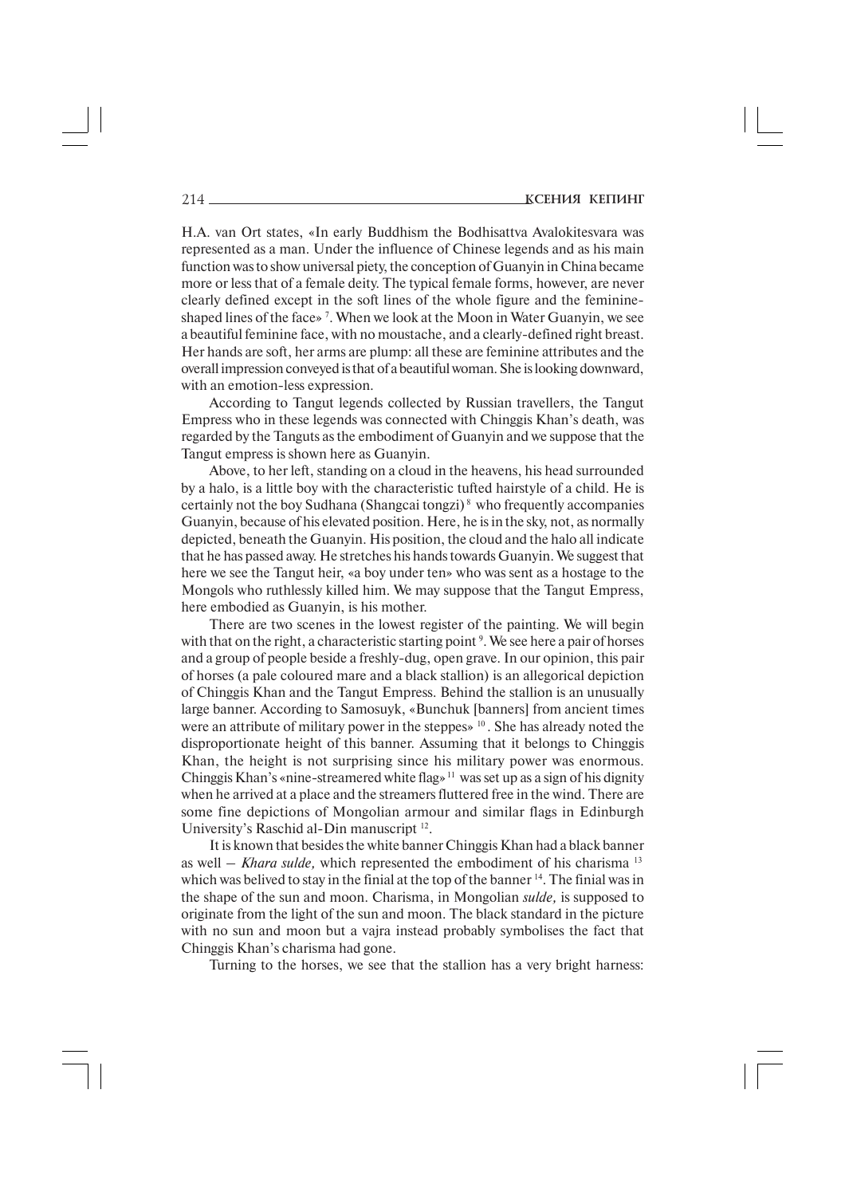H.A. van Ort states, «In early Buddhism the Bodhisattva Avalokitesvara was represented as a man. Under the influence of Chinese legends and as his main function was to show universal piety, the conception of Guanyin in China became more or less that of a female deity. The typical female forms, however, are never clearly defined except in the soft lines of the whole figure and the feminine-shaped lines of the face» [7]. When we look at the Moon in Water Guanyin, we see a beautiful feminine face, with no moustache, and a clearly-defined right breast. Her hands are soft, her arms are plump: all these are feminine attributes and the overall impression conveyed is that of a beautiful woman. She is looking downward, with an emotion-less expression.

According to Tangut legends collected by Russian travellers, the Tangut Empress who in these legends was connected with Chinggis Khan's death, was regarded by the Tanguts as the embodiment of Guanyin and we suppose that the Tangut empress is shown here as Guanyin.

Above, to her left, standing on a cloud in the heavens, his head surrounded by a halo, is a little boy with the characteristic tufted hairstyle of a child. He is certainly not the boy Sudhana (Shangcai tongzi) [8] who frequently accompanies Guanyin, because of his elevated position. Here, he is in the sky, not, as normally depicted, beneath the Guanyin. His position, the cloud and the halo all indicate that he has passed away. He stretches his hands towards Guanyin. We suggest that here we see the Tangut heir, «a boy under ten» who was sent as a hostage to the Mongols who ruthlessly killed him. We may suppose that the Tangut Empress, here embodied as Guanyin, is his mother.

There are two scenes in the lowest register of the painting. We will begin with that on the right, a characteristic starting point [9]. We see here a pair of horses and a group of people beside a freshly-dug, open grave. In our opinion, this pair of horses (a pale coloured mare and a black stallion) is an allegorical depiction of Chinggis Khan and the Tangut Empress. Behind the stallion is an unusually large banner. According to Samosuyk, «Bunchuk [banners] from ancient times were an attribute of military power in the steppes» [10]. She has already noted the disproportionate height of this banner. Assuming that it belongs to Chinggis Khan, the height is not surprising since his military power was enormous. Chinggis Khan's «nine-streamered white flag» [11] was set up as a sign of his dignity when he arrived at a place and the streamers fluttered free in the wind. There are some fine depictions of Mongolian armour and similar flags in Edinburgh University's Raschid al-Din manuscript [12].

It is known that besides the white banner Chinggis Khan had a black banner as well – *Khara sulde,* which represented the embodiment of his charisma [13] which was belived to stay in the finial at the top of the banner [14]. The finial was in the shape of the sun and moon. Charisma, in Mongolian *sulde,* is supposed to originate from the light of the sun and moon. The black standard in the picture with no sun and moon but a vajra instead probably symbolises the fact that Chinggis Khan's charisma had gone.

Turning to the horses, we see that the stallion has a very bright harness: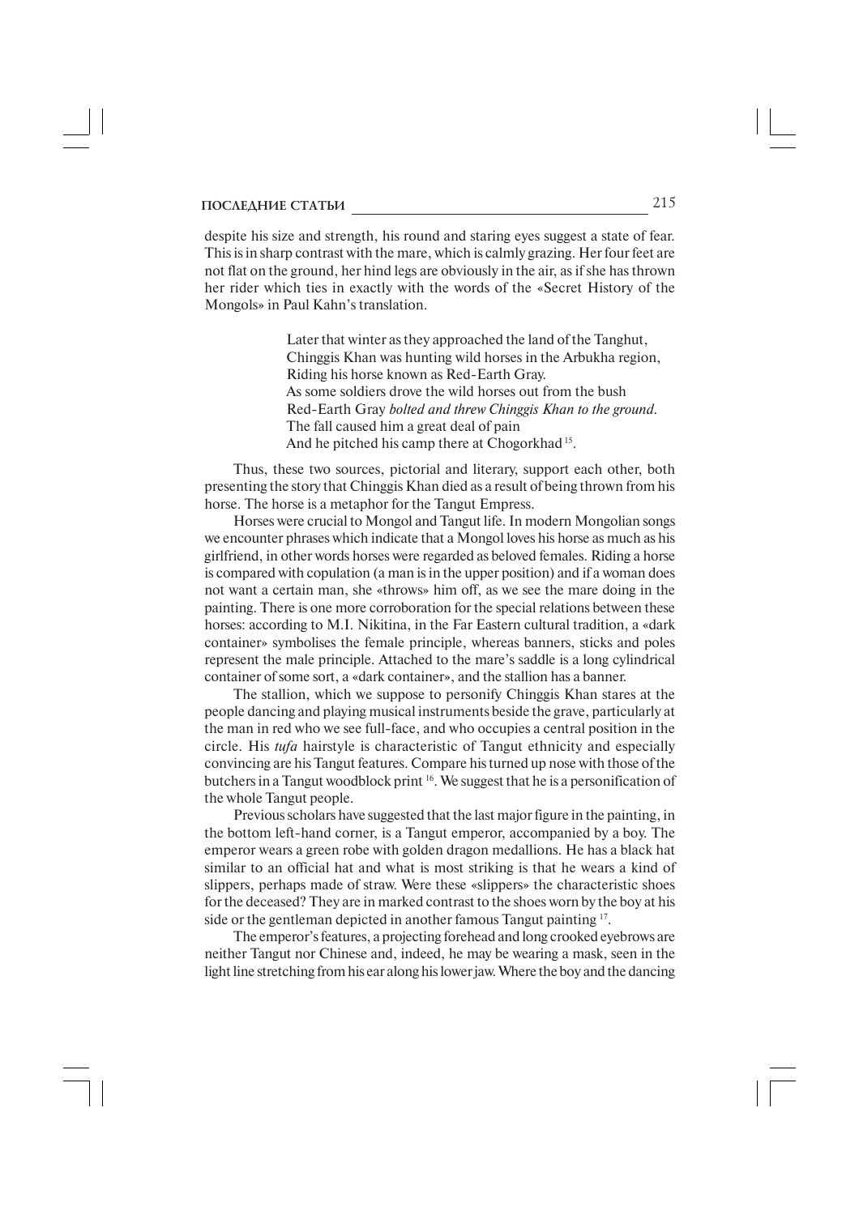despite his size and strength, his round and staring eyes suggest a state of fear. This is in sharp contrast with the mare, which is calmly grazing. Her four feet are not flat on the ground, her hind legs are obviously in the air, as if she has thrown her rider which ties in exactly with the words of the «Secret History of the Mongols» in Paul Kahn's translation.

> Later that winter as they approached the land of the Tanghut,
> Chinggis Khan was hunting wild horses in the Arbukha region,
> Riding his horse known as Red-Earth Gray.
> As some soldiers drove the wild horses out from the bush
> Red-Earth Gray *bolted and threw Chinggis Khan to the ground*.
> The fall caused him a great deal of pain
> And he pitched his camp there at Chogorkhad [15].

Thus, these two sources, pictorial and literary, support each other, both presenting the story that Chinggis Khan died as a result of being thrown from his horse. The horse is a metaphor for the Tangut Empress.

Horses were crucial to Mongol and Tangut life. In modern Mongolian songs we encounter phrases which indicate that a Mongol loves his horse as much as his girlfriend, in other words horses were regarded as beloved females. Riding a horse is compared with copulation (a man is in the upper position) and if a woman does not want a certain man, she «throws» him off, as we see the mare doing in the painting. There is one more corroboration for the special relations between these horses: according to M.I. Nikitina, in the Far Eastern cultural tradition, a «dark container» symbolises the female principle, whereas banners, sticks and poles represent the male principle. Attached to the mare's saddle is a long cylindrical container of some sort, a «dark container», and the stallion has a banner.

The stallion, which we suppose to personify Chinggis Khan stares at the people dancing and playing musical instruments beside the grave, particularly at the man in red who we see full-face, and who occupies a central position in the circle. His *tufa* hairstyle is characteristic of Tangut ethnicity and especially convincing are his Tangut features. Compare his turned up nose with those of the butchers in a Tangut woodblock print [16]. We suggest that he is a personification of the whole Tangut people.

Previous scholars have suggested that the last major figure in the painting, in the bottom left-hand corner, is a Tangut emperor, accompanied by a boy. The emperor wears a green robe with golden dragon medallions. He has a black hat similar to an official hat and what is most striking is that he wears a kind of slippers, perhaps made of straw. Were these «slippers» the characteristic shoes for the deceased? They are in marked contrast to the shoes worn by the boy at his side or the gentleman depicted in another famous Tangut painting [17].

The emperor's features, a projecting forehead and long crooked eyebrows are neither Tangut nor Chinese and, indeed, he may be wearing a mask, seen in the light line stretching from his ear along his lower jaw. Where the boy and the dancing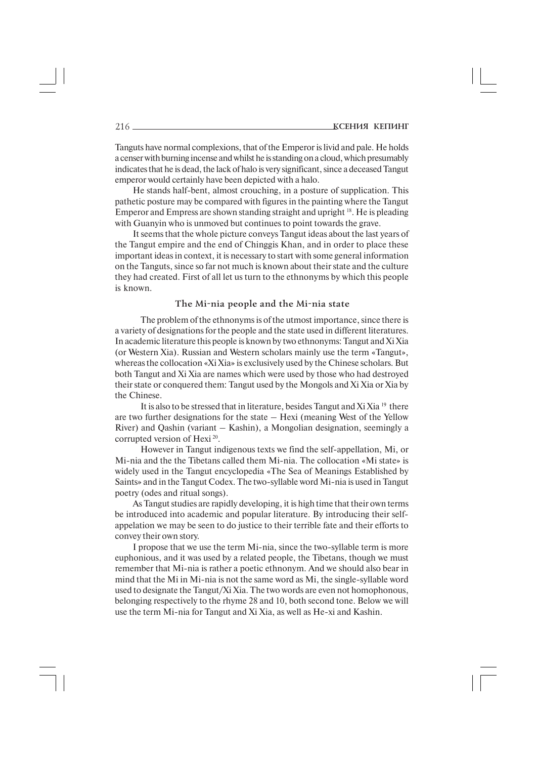Tanguts have normal complexions, that of the Emperor is livid and pale. He holds a censer with burning incense and whilst he is standing on a cloud, which presumably indicates that he is dead, the lack of halo is very significant, since a deceased Tangut emperor would certainly have been depicted with a halo.

He stands half-bent, almost crouching, in a posture of supplication. This pathetic posture may be compared with figures in the painting where the Tangut Emperor and Empress are shown standing straight and upright [18]. He is pleading with Guanyin who is unmoved but continues to point towards the grave.

It seems that the whole picture conveys Tangut ideas about the last years of the Tangut empire and the end of Chinggis Khan, and in order to place these important ideas in context, it is necessary to start with some general information on the Tanguts, since so far not much is known about their state and the culture they had created. First of all let us turn to the ethnonyms by which this people is known.

## The Mi-nia people and the Mi-nia state

The problem of the ethnonyms is of the utmost importance, since there is a variety of designations for the people and the state used in different literatures. In academic literature this people is known by two ethnonyms: Tangut and Xi Xia (or Western Xia). Russian and Western scholars mainly use the term «Tangut», whereas the collocation «Xi Xia» is exclusively used by the Chinese scholars. But both Tangut and Xi Xia are names which were used by those who had destroyed their state or conquered them: Tangut used by the Mongols and Xi Xia or Xia by the Chinese.

It is also to be stressed that in literature, besides Tangut and Xi Xia [19] there are two further designations for the state – Hexi (meaning West of the Yellow River) and Qashin (variant – Kashin), a Mongolian designation, seemingly a corrupted version of Hexi [20].

However in Tangut indigenous texts we find the self-appellation, Mi, or Mi-nia and the the Tibetans called them Mi-nia. The collocation «Mi state» is widely used in the Tangut encyclopedia «The Sea of Meanings Established by Saints» and in the Tangut Codex. The two-syllable word Mi-nia is used in Tangut poetry (odes and ritual songs).

As Tangut studies are rapidly developing, it is high time that their own terms be introduced into academic and popular literature. By introducing their self-appelation we may be seen to do justice to their terrible fate and their efforts to convey their own story.

I propose that we use the term Mi-nia, since the two-syllable term is more euphonious, and it was used by a related people, the Tibetans, though we must remember that Mi-nia is rather a poetic ethnonym. And we should also bear in mind that the Mi in Mi-nia is not the same word as Mi, the single-syllable word used to designate the Tangut/Xi Xia. The two words are even not homophonous, belonging respectively to the rhyme 28 and 10, both second tone. Below we will use the term Mi-nia for Tangut and Xi Xia, as well as He-xi and Kashin.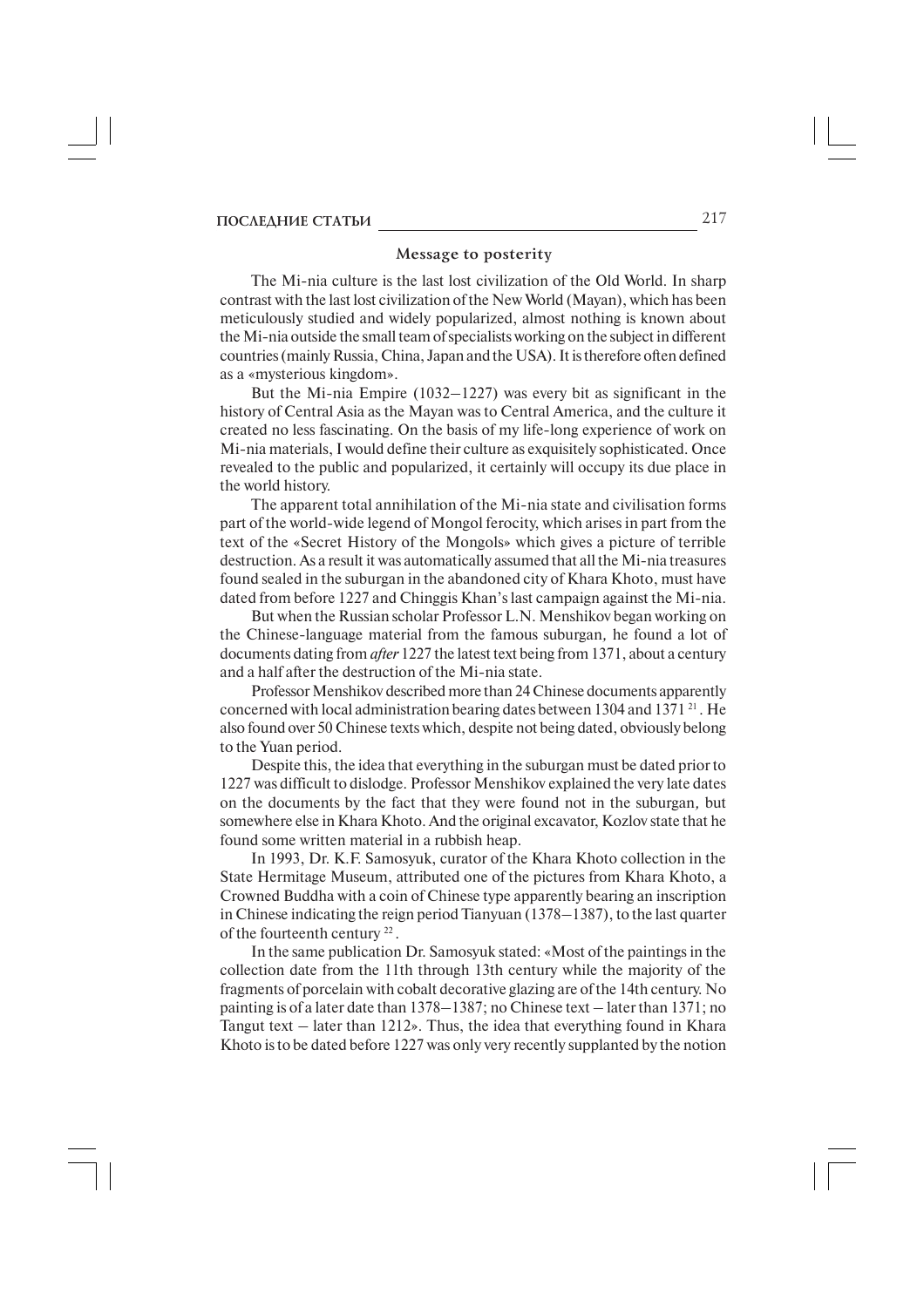## Message to posterity

The Mi-nia culture is the last lost civilization of the Old World. In sharp contrast with the last lost civilization of the New World (Mayan), which has been meticulously studied and widely popularized, almost nothing is known about the Mi-nia outside the small team of specialists working on the subject in different countries (mainly Russia, China, Japan and the USA). It is therefore often defined as a «mysterious kingdom».

But the Mi-nia Empire (1032–1227) was every bit as significant in the history of Central Asia as the Mayan was to Central America, and the culture it created no less fascinating. On the basis of my life-long experience of work on Mi-nia materials, I would define their culture as exquisitely sophisticated. Once revealed to the public and popularized, it certainly will occupy its due place in the world history.

The apparent total annihilation of the Mi-nia state and civilisation forms part of the world-wide legend of Mongol ferocity, which arises in part from the text of the «Secret History of the Mongols» which gives a picture of terrible destruction. As a result it was automatically assumed that all the Mi-nia treasures found sealed in the suburgan in the abandoned city of Khara Khoto, must have dated from before 1227 and Chinggis Khan's last campaign against the Mi-nia.

But when the Russian scholar Professor L.N. Menshikov began working on the Chinese-language material from the famous suburgan, he found a lot of documents dating from *after* 1227 the latest text being from 1371, about a century and a half after the destruction of the Mi-nia state.

Professor Menshikov described more than 24 Chinese documents apparently concerned with local administration bearing dates between 1304 and 1371 [21]. He also found over 50 Chinese texts which, despite not being dated, obviously belong to the Yuan period.

Despite this, the idea that everything in the suburgan must be dated prior to 1227 was difficult to dislodge. Professor Menshikov explained the very late dates on the documents by the fact that they were found not in the suburgan, but somewhere else in Khara Khoto. And the original excavator, Kozlov state that he found some written material in a rubbish heap.

In 1993, Dr. K.F. Samosyuk, curator of the Khara Khoto collection in the State Hermitage Museum, attributed one of the pictures from Khara Khoto, a Crowned Buddha with a coin of Chinese type apparently bearing an inscription in Chinese indicating the reign period Tianyuan (1378–1387), to the last quarter of the fourteenth century [22].

In the same publication Dr. Samosyuk stated: «Most of the paintings in the collection date from the 11th through 13th century while the majority of the fragments of porcelain with cobalt decorative glazing are of the 14th century. No painting is of a later date than 1378–1387; no Chinese text – later than 1371; no Tangut text – later than 1212». Thus, the idea that everything found in Khara Khoto is to be dated before 1227 was only very recently supplanted by the notion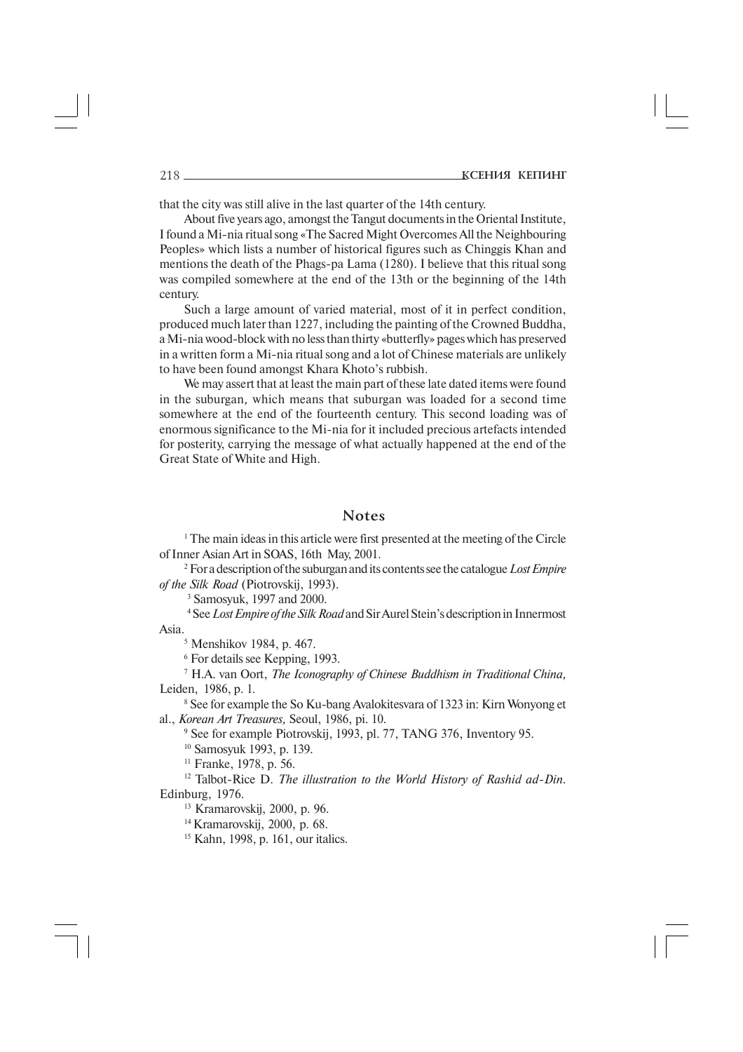that the city was still alive in the last quarter of the 14th century.

About five years ago, amongst the Tangut documents in the Oriental Institute, I found a Mi-nia ritual song «The Sacred Might Overcomes All the Neighbouring Peoples» which lists a number of historical figures such as Chinggis Khan and mentions the death of the Phags-pa Lama (1280). I believe that this ritual song was compiled somewhere at the end of the 13th or the beginning of the 14th century.

Such a large amount of varied material, most of it in perfect condition, produced much later than 1227, including the painting of the Crowned Buddha, a Mi-nia wood-block with no less than thirty «butterfly» pages which has preserved in a written form a Mi-nia ritual song and a lot of Chinese materials are unlikely to have been found amongst Khara Khoto's rubbish.

We may assert that at least the main part of these late dated items were found in the suburgan, which means that suburgan was loaded for a second time somewhere at the end of the fourteenth century. This second loading was of enormous significance to the Mi-nia for it included precious artefacts intended for posterity, carrying the message of what actually happened at the end of the Great State of White and High.

## Notes

[1] The main ideas in this article were first presented at the meeting of the Circle of Inner Asian Art in SOAS, 16th May, 2001.

[2] For a description of the suburgan and its contents see the catalogue *Lost Empire of the Silk Road* (Piotrovskij, 1993).

[3] Samosyuk, 1997 and 2000.

[4] See *Lost Empire of the Silk Road* and Sir Aurel Stein's description in Innermost Asia.

[5] Menshikov 1984, p. 467.

[6] For details see Kepping, 1993.

[7] H.A. van Oort, *The Iconography of Chinese Buddhism in Traditional China,* Leiden, 1986, p. 1.

[8] See for example the So Ku-bang Avalokitesvara of 1323 in: Kirn Wonyong et al., *Korean Art Treasures,* Seoul, 1986, pi. 10.

[9] See for example Piotrovskij, 1993, pl. 77, TANG 376, Inventory 95.

[10] Samosyuk 1993, p. 139.

[11] Franke, 1978, p. 56.

[12] Talbot-Rice D. *The illustration to the World History of Rashid ad-Din*. Edinburg, 1976.

[13] Kramarovskij, 2000, p. 96.

[14] Kramarovskij, 2000, p. 68.

[15] Kahn, 1998, p. 161, our italics.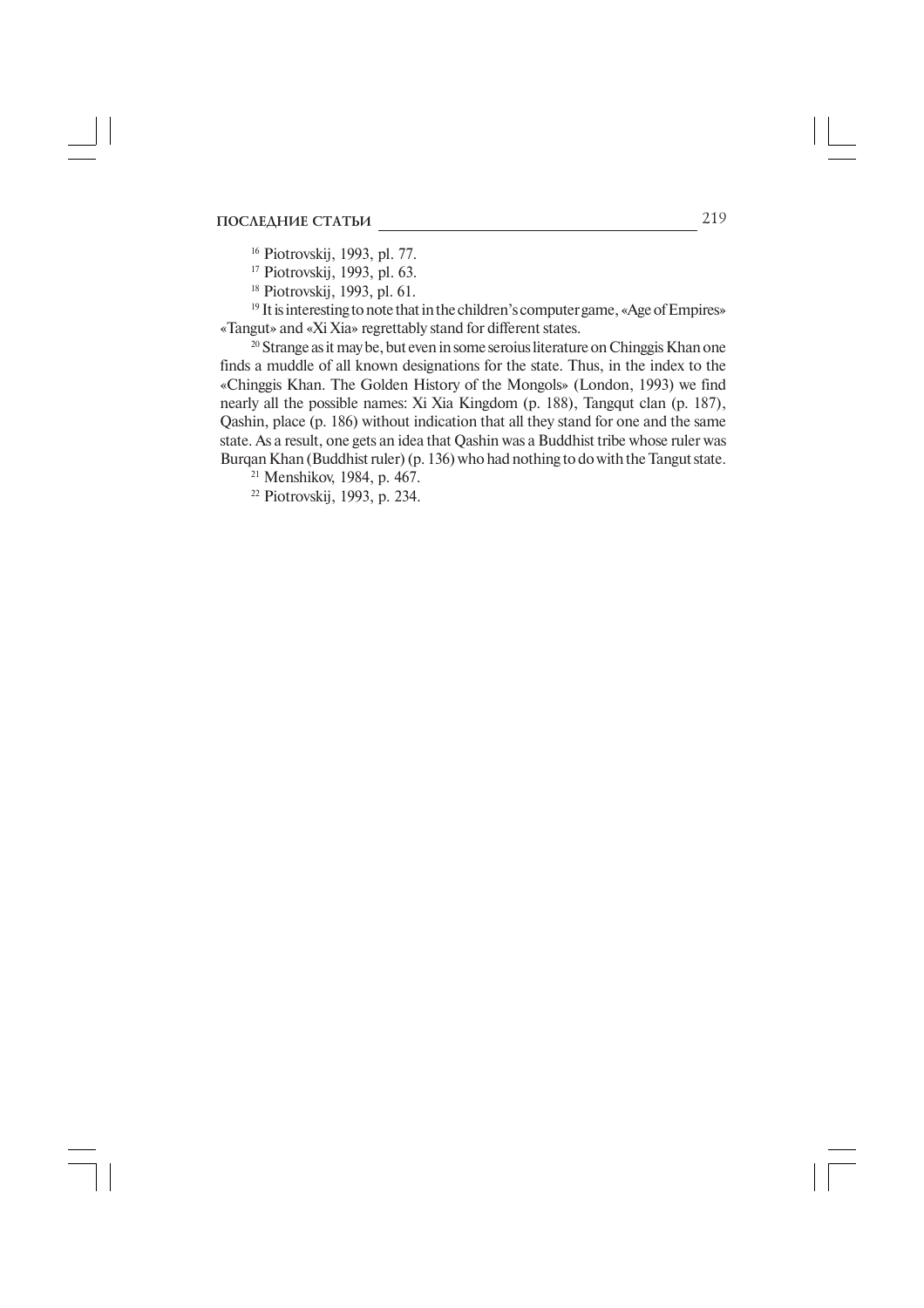[16] Piotrovskij, 1993, pl. 77.

[17] Piotrovskij, 1993, pl. 63.

[18] Piotrovskij, 1993, pl. 61.

[19] It is interesting to note that in the children's computer game, «Age of Empires» «Tangut» and «Xi Xia» regrettably stand for different states.

[20] Strange as it may be, but even in some seroius literature on Chinggis Khan one finds a muddle of all known designations for the state. Thus, in the index to the «Chinggis Khan. The Golden History of the Mongols» (London, 1993) we find nearly all the possible names: Xi Xia Kingdom (p. 188), Tangqut clan (p. 187), Qashin, place (p. 186) without indication that all they stand for one and the same state. As a result, one gets an idea that Qashin was a Buddhist tribe whose ruler was Burqan Khan (Buddhist ruler) (p. 136) who had nothing to do with the Tangut state.

[21] Menshikov, 1984, p. 467.

[22] Piotrovskij, 1993, p. 234.